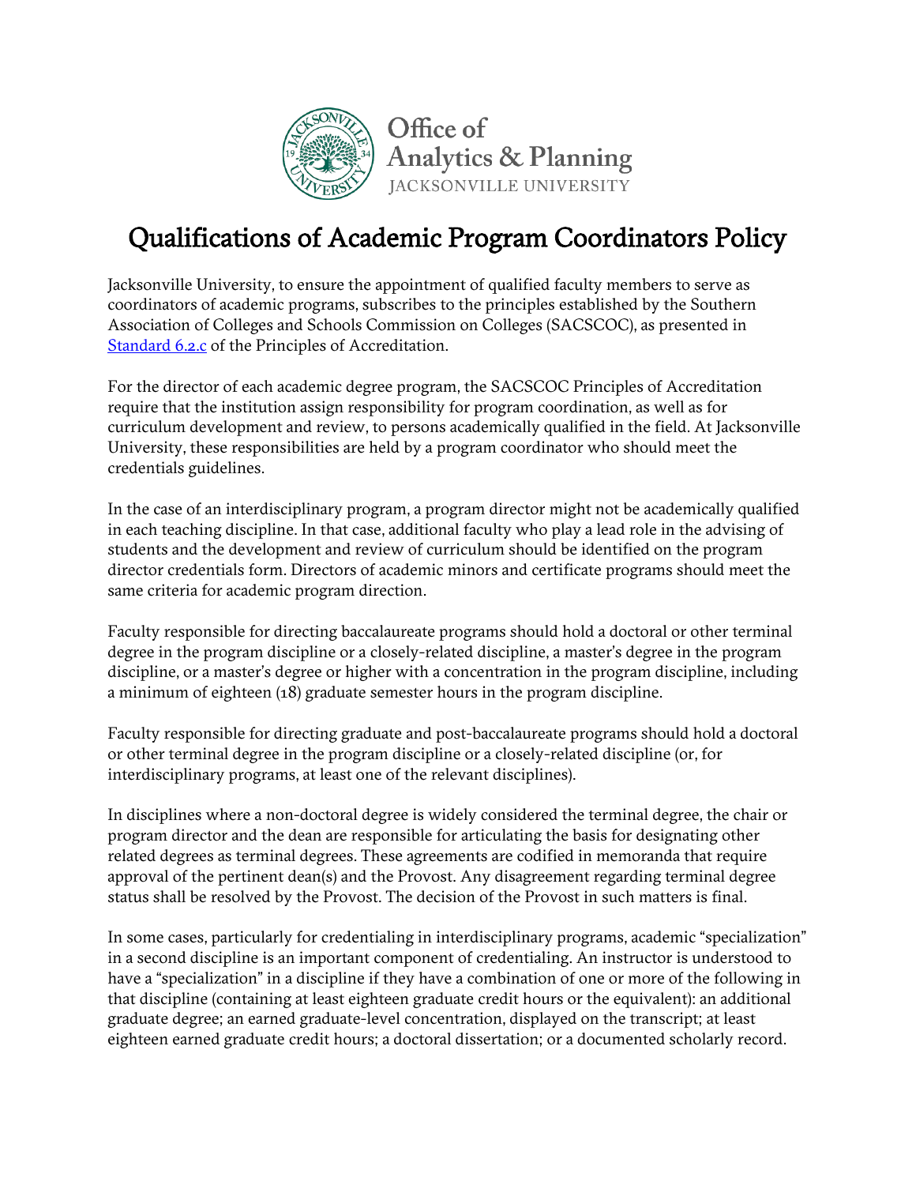Office of Analytics & Planning
JACKSONVILLE UNIVERSITY

# Qualifications of Academic Program Coordinators Policy

Jacksonville University, to ensure the appointment of qualified faculty members to serve as coordinators of academic programs, subscribes to the principles established by the Southern Association of Colleges and Schools Commission on Colleges (SACSCOC), as presented in [Standard 6.2.c] of the Principles of Accreditation.

For the director of each academic degree program, the SACSCOC Principles of Accreditation require that the institution assign responsibility for program coordination, as well as for curriculum development and review, to persons academically qualified in the field. At Jacksonville University, these responsibilities are held by a program coordinator who should meet the credentials guidelines.

In the case of an interdisciplinary program, a program director might not be academically qualified in each teaching discipline. In that case, additional faculty who play a lead role in the advising of students and the development and review of curriculum should be identified on the program director credentials form. Directors of academic minors and certificate programs should meet the same criteria for academic program direction.

Faculty responsible for directing baccalaureate programs should hold a doctoral or other terminal degree in the program discipline or a closely-related discipline, a master's degree in the program discipline, or a master's degree or higher with a concentration in the program discipline, including a minimum of eighteen (18) graduate semester hours in the program discipline.

Faculty responsible for directing graduate and post-baccalaureate programs should hold a doctoral or other terminal degree in the program discipline or a closely-related discipline (or, for interdisciplinary programs, at least one of the relevant disciplines).

In disciplines where a non-doctoral degree is widely considered the terminal degree, the chair or program director and the dean are responsible for articulating the basis for designating other related degrees as terminal degrees. These agreements are codified in memoranda that require approval of the pertinent dean(s) and the Provost. Any disagreement regarding terminal degree status shall be resolved by the Provost. The decision of the Provost in such matters is final.

In some cases, particularly for credentialing in interdisciplinary programs, academic "specialization" in a second discipline is an important component of credentialing. An instructor is understood to have a "specialization" in a discipline if they have a combination of one or more of the following in that discipline (containing at least eighteen graduate credit hours or the equivalent): an additional graduate degree; an earned graduate-level concentration, displayed on the transcript; at least eighteen earned graduate credit hours; a doctoral dissertation; or a documented scholarly record.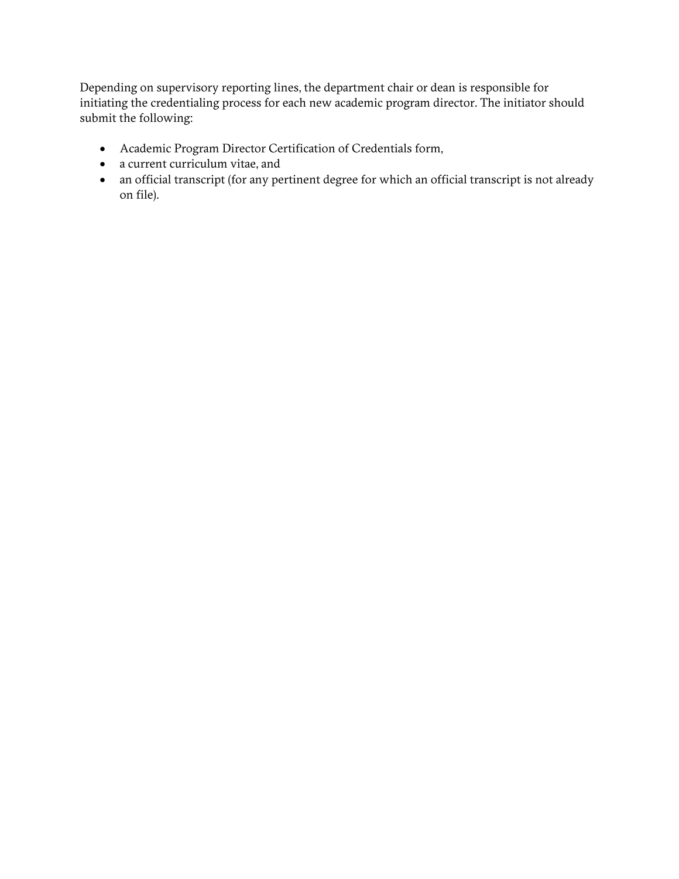Depending on supervisory reporting lines, the department chair or dean is responsible for initiating the credentialing process for each new academic program director. The initiator should submit the following:

- Academic Program Director Certification of Credentials form,
- a current curriculum vitae, and
- an official transcript (for any pertinent degree for which an official transcript is not already on file).